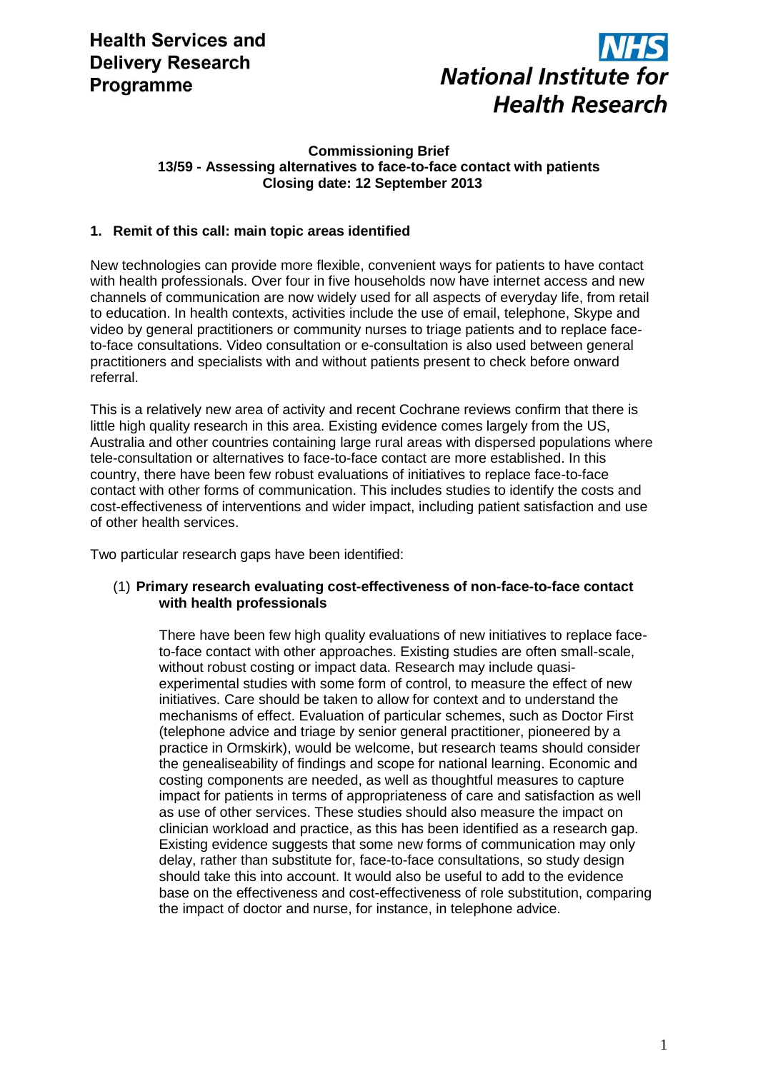**Health Services and Delivery Research Programme**

**NHS National Institute for Health Research**

**Commissioning Brief**
**13/59 - Assessing alternatives to face-to-face contact with patients**
**Closing date: 12 September 2013**

## 1. Remit of this call: main topic areas identified

New technologies can provide more flexible, convenient ways for patients to have contact with health professionals. Over four in five households now have internet access and new channels of communication are now widely used for all aspects of everyday life, from retail to education. In health contexts, activities include the use of email, telephone, Skype and video by general practitioners or community nurses to triage patients and to replace face-to-face consultations. Video consultation or e-consultation is also used between general practitioners and specialists with and without patients present to check before onward referral.

This is a relatively new area of activity and recent Cochrane reviews confirm that there is little high quality research in this area. Existing evidence comes largely from the US, Australia and other countries containing large rural areas with dispersed populations where tele-consultation or alternatives to face-to-face contact are more established. In this country, there have been few robust evaluations of initiatives to replace face-to-face contact with other forms of communication. This includes studies to identify the costs and cost-effectiveness of interventions and wider impact, including patient satisfaction and use of other health services.

Two particular research gaps have been identified:

(1) **Primary research evaluating cost-effectiveness of non-face-to-face contact with health professionals**

There have been few high quality evaluations of new initiatives to replace face-to-face contact with other approaches. Existing studies are often small-scale, without robust costing or impact data. Research may include quasi-experimental studies with some form of control, to measure the effect of new initiatives. Care should be taken to allow for context and to understand the mechanisms of effect. Evaluation of particular schemes, such as Doctor First (telephone advice and triage by senior general practitioner, pioneered by a practice in Ormskirk), would be welcome, but research teams should consider the genealiseability of findings and scope for national learning. Economic and costing components are needed, as well as thoughtful measures to capture impact for patients in terms of appropriateness of care and satisfaction as well as use of other services. These studies should also measure the impact on clinician workload and practice, as this has been identified as a research gap. Existing evidence suggests that some new forms of communication may only delay, rather than substitute for, face-to-face consultations, so study design should take this into account. It would also be useful to add to the evidence base on the effectiveness and cost-effectiveness of role substitution, comparing the impact of doctor and nurse, for instance, in telephone advice.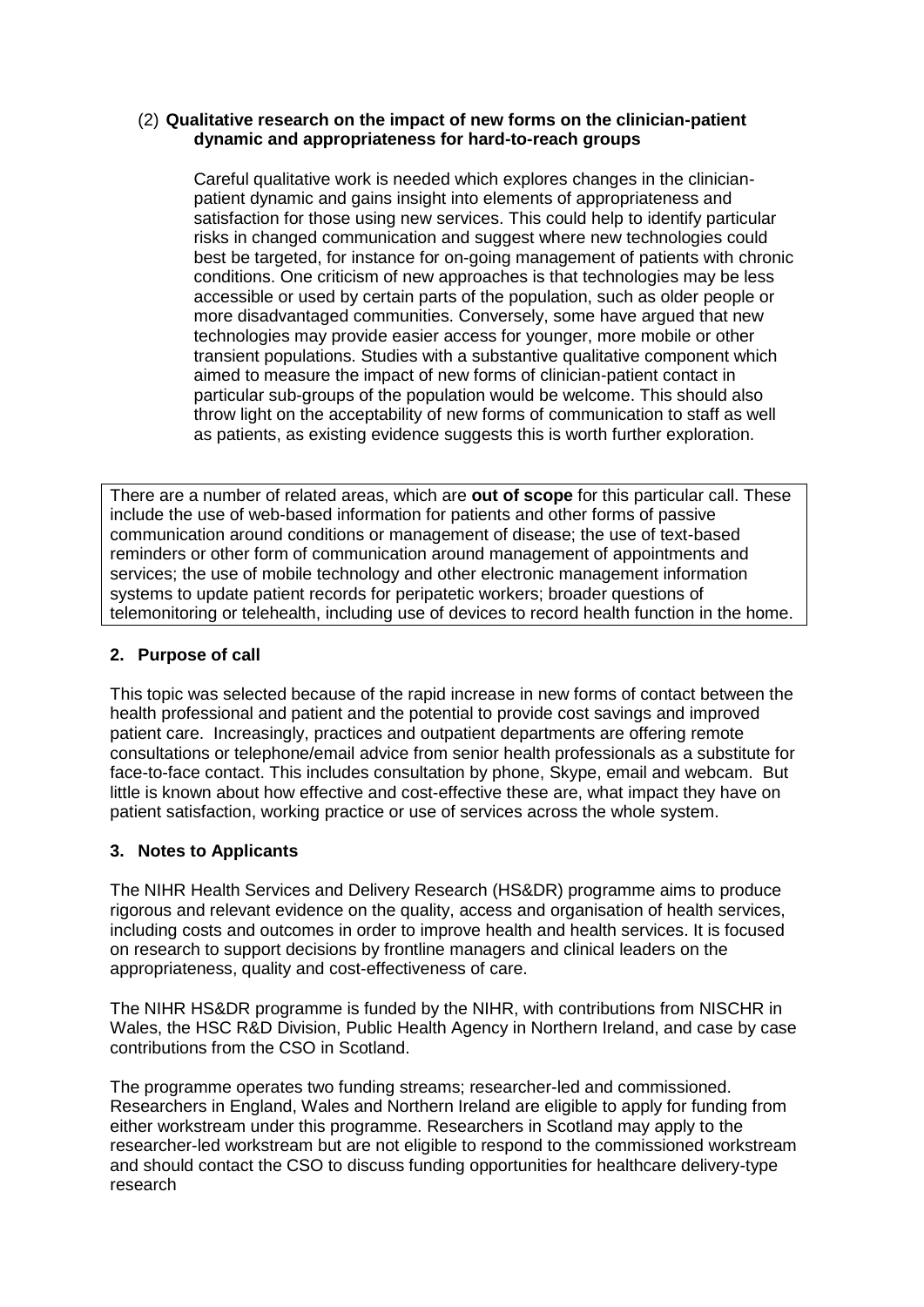(2) **Qualitative research on the impact of new forms on the clinician-patient dynamic and appropriateness for hard-to-reach groups**

Careful qualitative work is needed which explores changes in the clinician-patient dynamic and gains insight into elements of appropriateness and satisfaction for those using new services. This could help to identify particular risks in changed communication and suggest where new technologies could best be targeted, for instance for on-going management of patients with chronic conditions. One criticism of new approaches is that technologies may be less accessible or used by certain parts of the population, such as older people or more disadvantaged communities. Conversely, some have argued that new technologies may provide easier access for younger, more mobile or other transient populations. Studies with a substantive qualitative component which aimed to measure the impact of new forms of clinician-patient contact in particular sub-groups of the population would be welcome. This should also throw light on the acceptability of new forms of communication to staff as well as patients, as existing evidence suggests this is worth further exploration.

There are a number of related areas, which are **out of scope** for this particular call. These include the use of web-based information for patients and other forms of passive communication around conditions or management of disease; the use of text-based reminders or other form of communication around management of appointments and services; the use of mobile technology and other electronic management information systems to update patient records for peripatetic workers; broader questions of telemonitoring or telehealth, including use of devices to record health function in the home.

## 2. Purpose of call

This topic was selected because of the rapid increase in new forms of contact between the health professional and patient and the potential to provide cost savings and improved patient care. Increasingly, practices and outpatient departments are offering remote consultations or telephone/email advice from senior health professionals as a substitute for face-to-face contact. This includes consultation by phone, Skype, email and webcam. But little is known about how effective and cost-effective these are, what impact they have on patient satisfaction, working practice or use of services across the whole system.

## 3. Notes to Applicants

The NIHR Health Services and Delivery Research (HS&DR) programme aims to produce rigorous and relevant evidence on the quality, access and organisation of health services, including costs and outcomes in order to improve health and health services. It is focused on research to support decisions by frontline managers and clinical leaders on the appropriateness, quality and cost-effectiveness of care.

The NIHR HS&DR programme is funded by the NIHR, with contributions from NISCHR in Wales, the HSC R&D Division, Public Health Agency in Northern Ireland, and case by case contributions from the CSO in Scotland.

The programme operates two funding streams; researcher-led and commissioned. Researchers in England, Wales and Northern Ireland are eligible to apply for funding from either workstream under this programme. Researchers in Scotland may apply to the researcher-led workstream but are not eligible to respond to the commissioned workstream and should contact the CSO to discuss funding opportunities for healthcare delivery-type research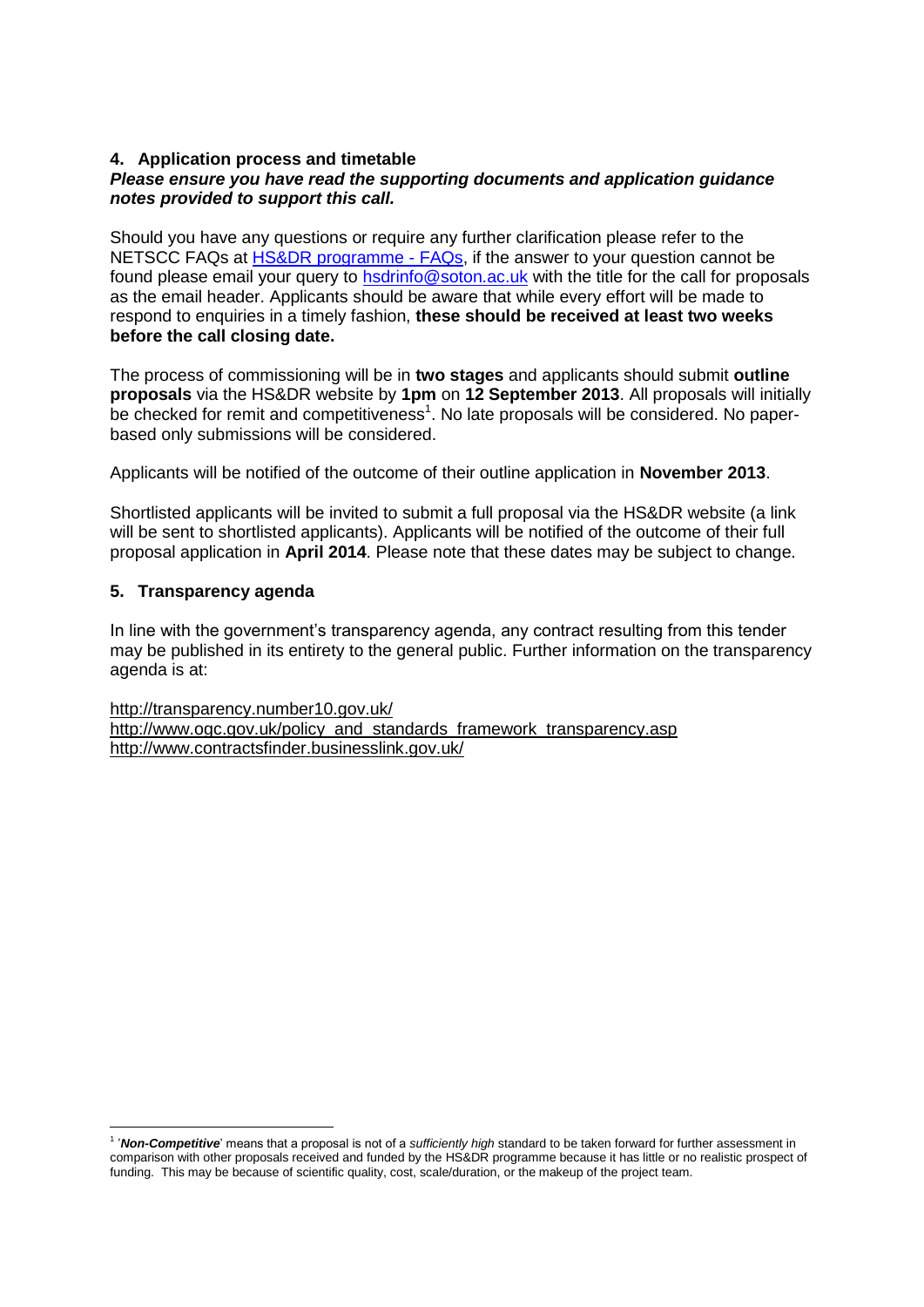## 4. Application process and timetable

***Please ensure you have read the supporting documents and application guidance notes provided to support this call.***

Should you have any questions or require any further clarification please refer to the NETSCC FAQs at [HS&DR programme - FAQs](), if the answer to your question cannot be found please email your query to [hsdrinfo@soton.ac.uk](mailto:hsdrinfo@soton.ac.uk) with the title for the call for proposals as the email header. Applicants should be aware that while every effort will be made to respond to enquiries in a timely fashion, **these should be received at least two weeks before the call closing date.**

The process of commissioning will be in **two stages** and applicants should submit **outline proposals** via the HS&DR website by **1pm** on **12 September 2013**. All proposals will initially be checked for remit and competitiveness[1]. No late proposals will be considered. No paper-based only submissions will be considered.

Applicants will be notified of the outcome of their outline application in **November 2013**.

Shortlisted applicants will be invited to submit a full proposal via the HS&DR website (a link will be sent to shortlisted applicants). Applicants will be notified of the outcome of their full proposal application in **April 2014**. Please note that these dates may be subject to change.

## 5. Transparency agenda

In line with the government's transparency agenda, any contract resulting from this tender may be published in its entirety to the general public. Further information on the transparency agenda is at:

http://transparency.number10.gov.uk/
http://www.ogc.gov.uk/policy_and_standards_framework_transparency.asp
http://www.contractsfinder.businesslink.gov.uk/

---

[1] '***Non-Competitive***' means that a proposal is not of a *sufficiently high* standard to be taken forward for further assessment in comparison with other proposals received and funded by the HS&DR programme because it has little or no realistic prospect of funding. This may be because of scientific quality, cost, scale/duration, or the makeup of the project team.